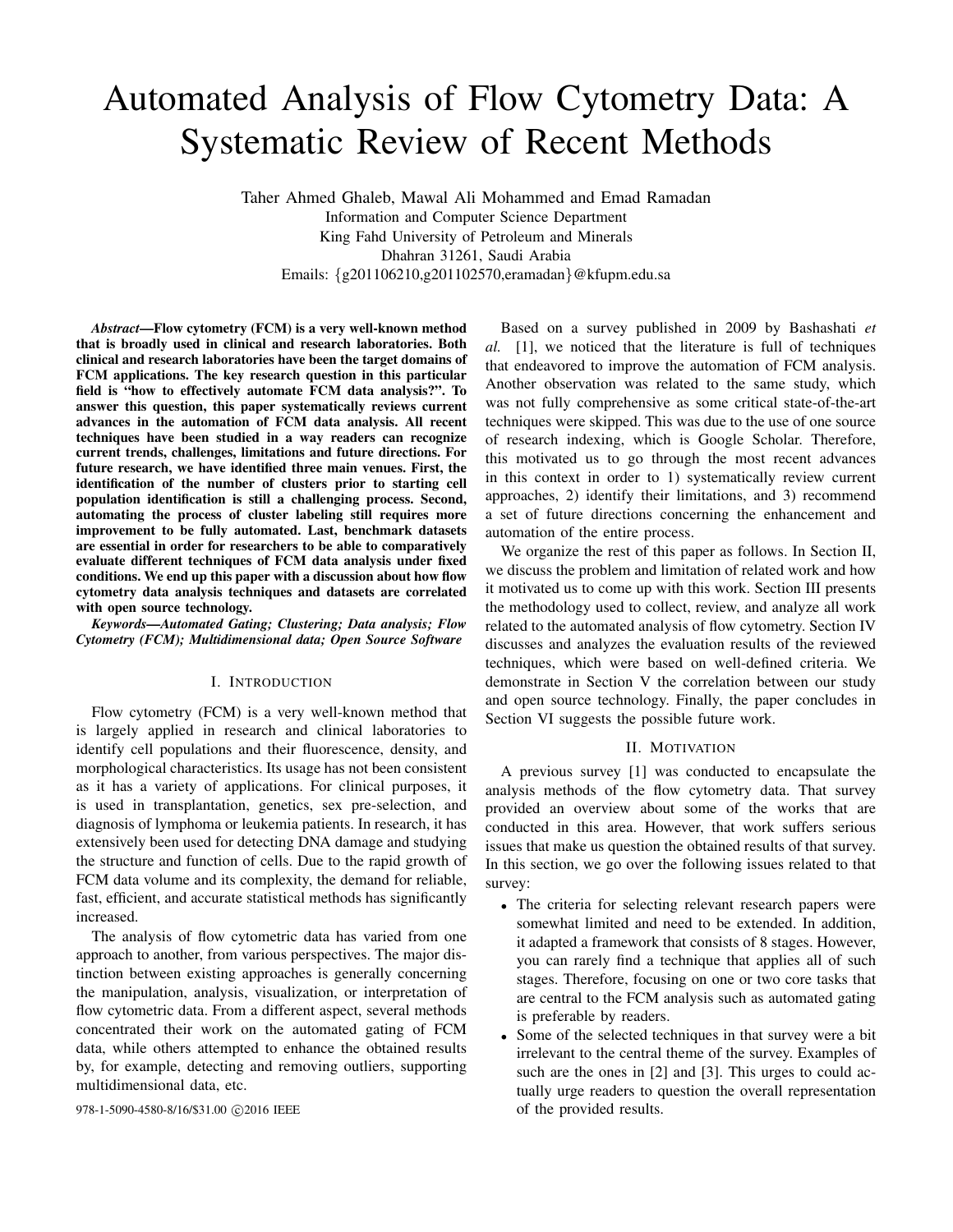# Automated Analysis of Flow Cytometry Data: A Systematic Review of Recent Methods

Taher Ahmed Ghaleb, Mawal Ali Mohammed and Emad Ramadan
Information and Computer Science Department
King Fahd University of Petroleum and Minerals
Dhahran 31261, Saudi Arabia
Emails: {g201106210,g201102570,eramadan}@kfupm.edu.sa

***Abstract*—Flow cytometry (FCM) is a very well-known method that is broadly used in clinical and research laboratories. Both clinical and research laboratories have been the target domains of FCM applications. The key research question in this particular field is "how to effectively automate FCM data analysis?". To answer this question, this paper systematically reviews current advances in the automation of FCM data analysis. All recent techniques have been studied in a way readers can recognize current trends, challenges, limitations and future directions. For future research, we have identified three main venues. First, the identification of the number of clusters prior to starting cell population identification is still a challenging process. Second, automating the process of cluster labeling still requires more improvement to be fully automated. Last, benchmark datasets are essential in order for researchers to be able to comparatively evaluate different techniques of FCM data analysis under fixed conditions. We end up this paper with a discussion about how flow cytometry data analysis techniques and datasets are correlated with open source technology.**

***Keywords*—Automated Gating; Clustering; Data analysis; Flow Cytometry (FCM); Multidimensional data; Open Source Software**

## I. Introduction

Flow cytometry (FCM) is a very well-known method that is largely applied in research and clinical laboratories to identify cell populations and their fluorescence, density, and morphological characteristics. Its usage has not been consistent as it has a variety of applications. For clinical purposes, it is used in transplantation, genetics, sex pre-selection, and diagnosis of lymphoma or leukemia patients. In research, it has extensively been used for detecting DNA damage and studying the structure and function of cells. Due to the rapid growth of FCM data volume and its complexity, the demand for reliable, fast, efficient, and accurate statistical methods has significantly increased.

The analysis of flow cytometric data has varied from one approach to another, from various perspectives. The major distinction between existing approaches is generally concerning the manipulation, analysis, visualization, or interpretation of flow cytometric data. From a different aspect, several methods concentrated their work on the automated gating of FCM data, while others attempted to enhance the obtained results by, for example, detecting and removing outliers, supporting multidimensional data, etc.

Based on a survey published in 2009 by Bashashati *et al.* [1], we noticed that the literature is full of techniques that endeavored to improve the automation of FCM analysis. Another observation was related to the same study, which was not fully comprehensive as some critical state-of-the-art techniques were skipped. This was due to the use of one source of research indexing, which is Google Scholar. Therefore, this motivated us to go through the most recent advances in this context in order to 1) systematically review current approaches, 2) identify their limitations, and 3) recommend a set of future directions concerning the enhancement and automation of the entire process.

We organize the rest of this paper as follows. In Section II, we discuss the problem and limitation of related work and how it motivated us to come up with this work. Section III presents the methodology used to collect, review, and analyze all work related to the automated analysis of flow cytometry. Section IV discusses and analyzes the evaluation results of the reviewed techniques, which were based on well-defined criteria. We demonstrate in Section V the correlation between our study and open source technology. Finally, the paper concludes in Section VI suggests the possible future work.

## II. Motivation

A previous survey [1] was conducted to encapsulate the analysis methods of the flow cytometry data. That survey provided an overview about some of the works that are conducted in this area. However, that work suffers serious issues that make us question the obtained results of that survey. In this section, we go over the following issues related to that survey:

- The criteria for selecting relevant research papers were somewhat limited and need to be extended. In addition, it adapted a framework that consists of 8 stages. However, you can rarely find a technique that applies all of such stages. Therefore, focusing on one or two core tasks that are central to the FCM analysis such as automated gating is preferable by readers.
- Some of the selected techniques in that survey were a bit irrelevant to the central theme of the survey. Examples of such are the ones in [2] and [3]. This urges to could actually urge readers to question the overall representation of the provided results.

978-1-5090-4580-8/16/$31.00 ©2016 IEEE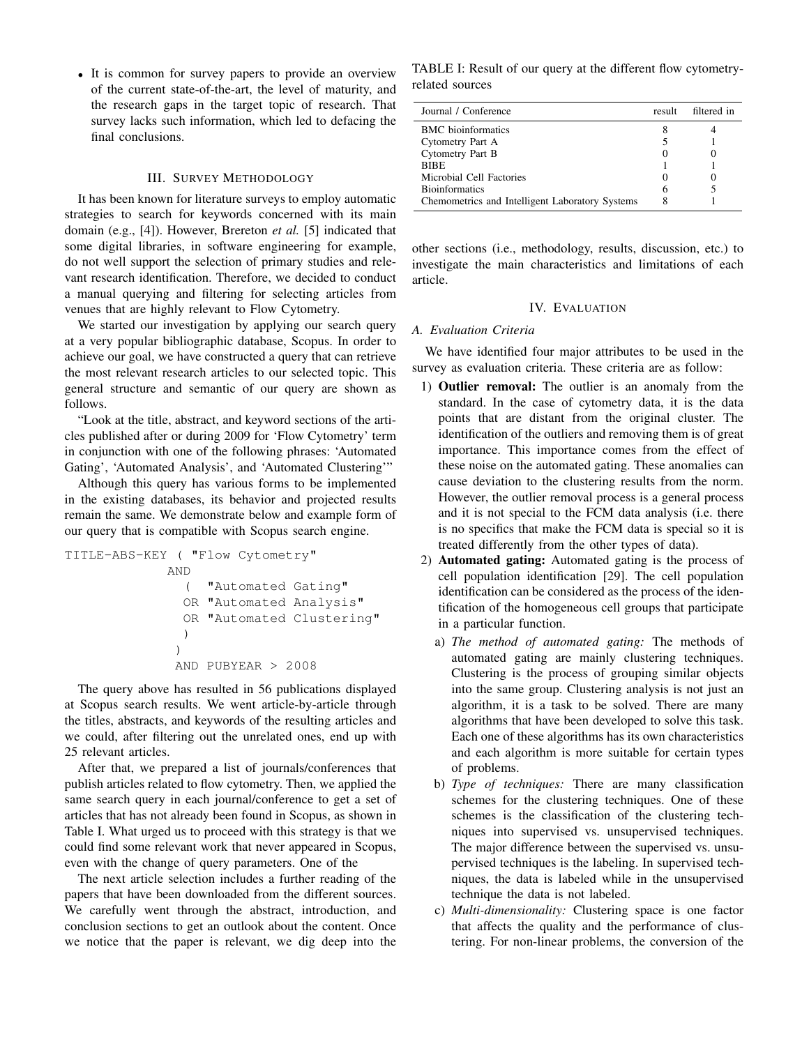- It is common for survey papers to provide an overview of the current state-of-the-art, the level of maturity, and the research gaps in the target topic of research. That survey lacks such information, which led to defacing the final conclusions.

## III. Survey Methodology

It has been known for literature surveys to employ automatic strategies to search for keywords concerned with its main domain (e.g., [4]). However, Brereton *et al.* [5] indicated that some digital libraries, in software engineering for example, do not well support the selection of primary studies and relevant research identification. Therefore, we decided to conduct a manual querying and filtering for selecting articles from venues that are highly relevant to Flow Cytometry.

We started our investigation by applying our search query at a very popular bibliographic database, Scopus. In order to achieve our goal, we have constructed a query that can retrieve the most relevant research articles to our selected topic. This general structure and semantic of our query are shown as follows.

"Look at the title, abstract, and keyword sections of the articles published after or during 2009 for 'Flow Cytometry' term in conjunction with one of the following phrases: 'Automated Gating', 'Automated Analysis', and 'Automated Clustering'"

Although this query has various forms to be implemented in the existing databases, its behavior and projected results remain the same. We demonstrate below and example form of our query that is compatible with Scopus search engine.

```
TITLE-ABS-KEY ( "Flow Cytometry"
             AND
               (  "Automated Gating"
               OR "Automated Analysis"
               OR "Automated Clustering"
               )
              )
              AND PUBYEAR > 2008
```

The query above has resulted in 56 publications displayed at Scopus search results. We went article-by-article through the titles, abstracts, and keywords of the resulting articles and we could, after filtering out the unrelated ones, end up with 25 relevant articles.

After that, we prepared a list of journals/conferences that publish articles related to flow cytometry. Then, we applied the same search query in each journal/conference to get a set of articles that has not already been found in Scopus, as shown in Table I. What urged us to proceed with this strategy is that we could find some relevant work that never appeared in Scopus, even with the change of query parameters. One of the

The next article selection includes a further reading of the papers that have been downloaded from the different sources. We carefully went through the abstract, introduction, and conclusion sections to get an outlook about the content. Once we notice that the paper is relevant, we dig deep into the other sections (i.e., methodology, results, discussion, etc.) to investigate the main characteristics and limitations of each article.

TABLE I: Result of our query at the different flow cytometry-related sources

| Journal / Conference | result | filtered in |
|---|---|---|
| BMC bioinformatics | 8 | 4 |
| Cytometry Part A | 5 | 1 |
| Cytometry Part B | 0 | 0 |
| BIBE | 1 | 1 |
| Microbial Cell Factories | 0 | 0 |
| Bioinformatics | 6 | 5 |
| Chemometrics and Intelligent Laboratory Systems | 8 | 1 |

## IV. Evaluation

### A. Evaluation Criteria

We have identified four major attributes to be used in the survey as evaluation criteria. These criteria are as follow:

1) **Outlier removal:** The outlier is an anomaly from the standard. In the case of cytometry data, it is the data points that are distant from the original cluster. The identification of the outliers and removing them is of great importance. This importance comes from the effect of these noise on the automated gating. These anomalies can cause deviation to the clustering results from the norm. However, the outlier removal process is a general process and it is not special to the FCM data analysis (i.e. there is no specifics that make the FCM data is special so it is treated differently from the other types of data).
2) **Automated gating:** Automated gating is the process of cell population identification [29]. The cell population identification can be considered as the process of the identification of the homogeneous cell groups that participate in a particular function.
   a) *The method of automated gating:* The methods of automated gating are mainly clustering techniques. Clustering is the process of grouping similar objects into the same group. Clustering analysis is not just an algorithm, it is a task to be solved. There are many algorithms that have been developed to solve this task. Each one of these algorithms has its own characteristics and each algorithm is more suitable for certain types of problems.
   b) *Type of techniques:* There are many classification schemes for the clustering techniques. One of these schemes is the classification of the clustering techniques into supervised vs. unsupervised techniques. The major difference between the supervised vs. unsupervised techniques is the labeling. In supervised techniques, the data is labeled while in the unsupervised technique the data is not labeled.
   c) *Multi-dimensionality:* Clustering space is one factor that affects the quality and the performance of clustering. For non-linear problems, the conversion of the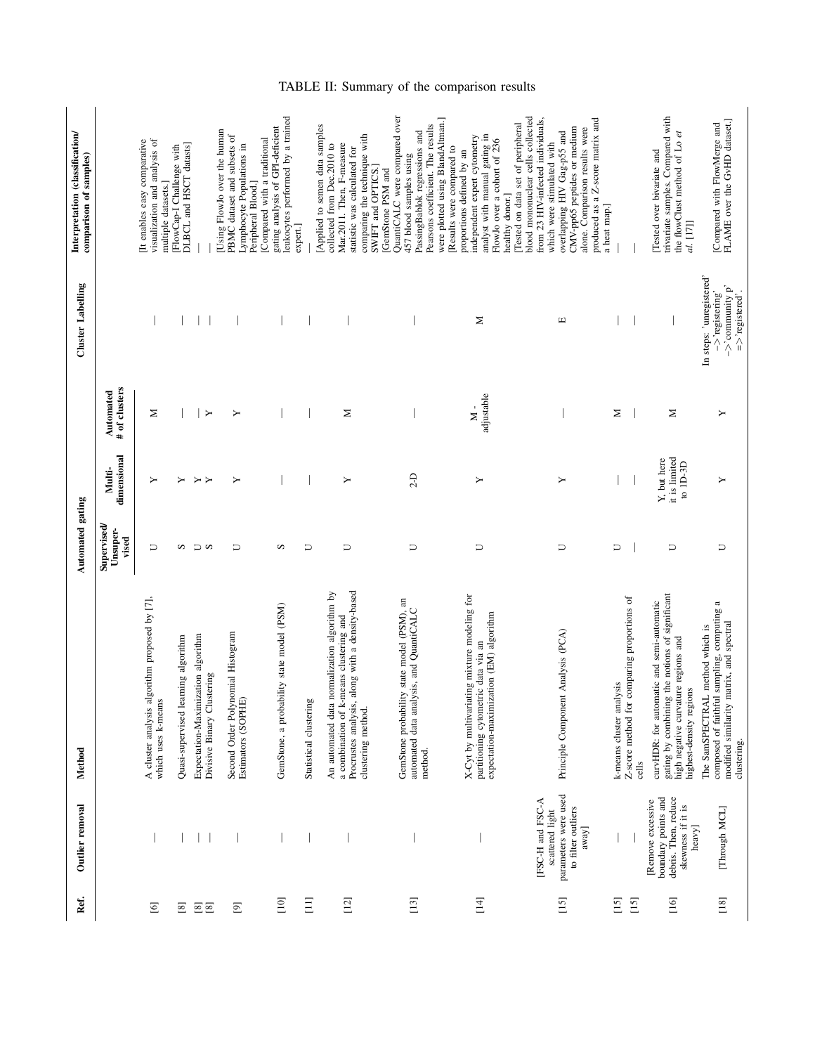TABLE II: Summary of the comparison results

| Ref. | Outlier removal | Method | Automated gating | | | Cluster Labelling | Interpretation (classification/ comparison of samples) |
|---|---|---|---|---|---|---|---|
| | | | Supervised/ Unsupervised | Multi-dimensional | Automated # of clusters | | |
| [6] | — | A cluster analysis algorithm proposed by [7], which uses k-means | U | Y | M | — | [It enables easy comparative visualization and analysis of multiple datasets.] |
| [8] | — | Quasi-supervised learning algorithm | S | Y | — | — | [FlowCap-I Challenge with DLBCL and HSCT datasts] |
| [8] | — | Expectation-Maximization algorithm | U | Y | — | — | — |
| [8] | — | Divisive Binary Clustering | S | Y | Y | — | — |
| [9] | — | Second Order Polynomial Histogram Estimators (SOPHE) | U | Y | Y | — | [Using FlowJo over the human PBMC dataset and subsets of Lymphocyte Populations in Peripheral Blood.] |
| [10] | — | GemStone, a probability state model (PSM) | S | — | — | — | [Compared with a traditional gating analysis of GPI-deficient leukocytes performed by a trained expert.] |
| [11] | — | Statistical clustering | U | — | — | — | — |
| [12] | — | An automated data normalization algorithm by a combination of k-means clustering and Procrustes analysis, along with a density-based clustering method. | U | Y | M | — | [Applied to semen data samples collected from Dec.2010 to Mar.2011. Then, F-measure statistic was calculated for comparing the technique with SWIFT and OPTICS.] |
| [13] | — | GemStone probability state model (PSM), an automated data analysis, and QuantiCALC method. | U | 2-D | — | — | [GemStone PSM and QuantiCALC were compared over 457 blood samples using PassingBablok regressions and Pearsons coefficient. The results were plotted using BlandAltman.] |
| [14] | — | X-Cyt by multivariating mixture modeling for partitioning cytometric data via an expectation-maximization (EM) algorithm | U | Y | M - adjustable | M | [Results were compared to proportions defined by an independent expert cytometry analyst with manual gating in FlowJo over a cohort of 236 healthy donor.] |
| [15] | [FSC-H and FSC-A scattered light parameters were used to filter outliers away] | Principle Component Analysis (PCA) | U | Y | — | E | [Tested on data set of peripheral blood mononuclear cells collected from 23 HIV-infected individuals, which were stimulated with overlapping HIV Gag-p55 and CMV-pp65 peptides or medium alone. Comparison results were produced as a Z-score matrix and a heat map.] |
| [15] | — | k-means cluster analysis | U | — | M | — | — |
| [15] | — | Z-score method for comparing proportions of cells | — | — | — | — | — |
| [16] | [Remove excessive boundary points and debris. Then, reduce skewness if it is heavy] | curvHDR: for automatic and semi-automatic gating by combining the notions of significant high negative curvature regions and highest-density regions | U | Y, but here it is limited to 1D-3D | M | — | [Tested over bivariate and trivariate samples. Compared with the flowClust method of Lo *et al.* [17]] |
| [18] | [Through MCL] | The SamSPECTRAL method which is composed of faithful sampling, computing a modified similarity matrix, and spectral clustering. | U | Y | Y | In steps: 'unregistered' –>'registering' –>'community p' =>'registered'. | [Compared with FlowMerge and FLAME over the GvHD dataset.] |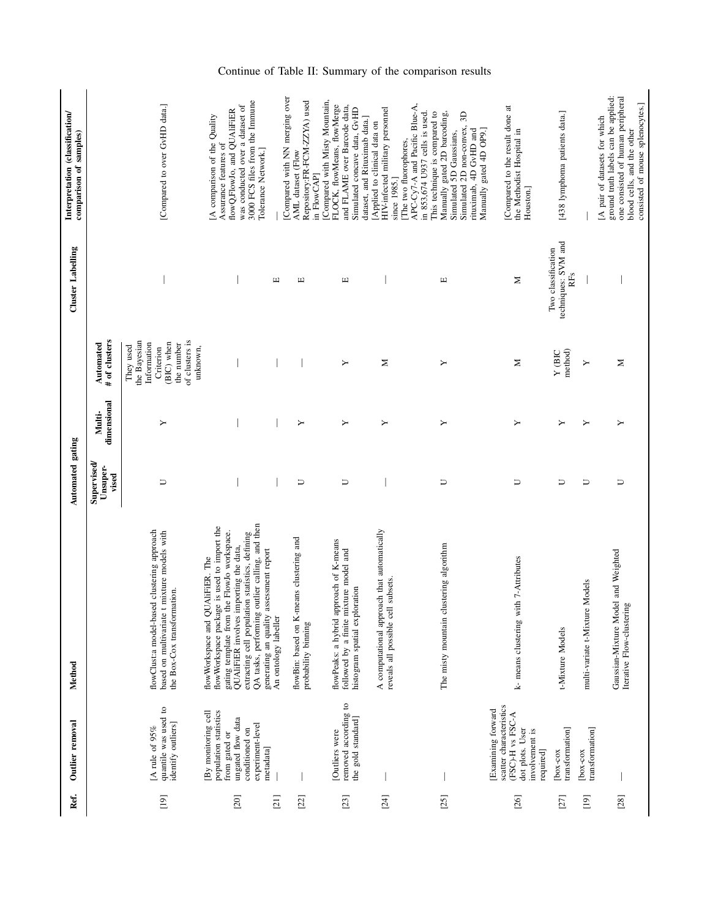Continue of Table II: Summary of the comparison results

| Ref. | Outlier removal | Method | Automated gating | | | Cluster Labelling | Interpretation (classification/ comparison of samples) |
|---|---|---|---|---|---|---|---|
| | | | Supervised/ Unsuper-vised | Multi-dimensional | Automated # of clusters | | |
| [19] | [A rule of 95% quantile was used to identify outliers] | flowClust:a model-based clustering approach based on multivariate t mixture models with the Box-Cox transformation. | U | Y | They used the Bayesian Information Criterion (BIC) when the number of clusters is unknown, | — | [Compared to over GvHD data.] |
| [20] | [By monitoring cell population statistics from gated or ungated flow data conditioned on experiment-level metadata] | flowWorkspace and QUAliFiER. The flowWorkspace package is used to import the gating template from the FlowJo workspace. QUAliFiER involves importing the data, extracting cell population statistics, defining QA tasks, performing outlier calling, and then generating an quality assessment report | — | — | — | — | [A comparison of the Quality Assurance features of flowQ,FlowJo, and QUAliFiER was conducted over a dataset of 3000 FCS files from the Immune Tolerance Network.] |
| [21] | — | An ontology labeller | — | — | — | E | — |
| [22] | — | flowBin: based on K-means clustering and probability binning | U | Y | — | E | [Compared with NN merging over AML dataset (Flow Repository:FR-FCM-ZZYA) used in FlowCAP] |
| [23] | [Outliers were removed according to the gold standard] | flowPeaks: a hybrid approach of K-means followed by a finite mixture model and histogram spatial exploration | U | Y | Y | E | [Compared with Misty Mountain, FLOCK, flowMeans, flowMerge and FLAME over Barcode data, Simulated concave data, GvHD dataset, and Rituximab data.] |
| [24] | — | A computational approach that automatically reveals all possible cell subsets. | — | Y | M | — | [Applied to clinical data on HIV-infected military personnel since 1985.] |
| [25] | — | The misty mountain clustering algorithm | U | Y | Y | E | [The two fluorophores, APC-Cy7-A and Pacific Blue-A, in 853,674 U937 cells is used. This technique is compared to Manually gated 2D barcoding, Simulated 5D Gaussians, Simulated 2D non-convex, 3D rituximab, 4D GvHD and Manually gated 4D OP9.] |
| [26] | [Examining forward scatter characteristics (FSC)-H vs FSC-A dot plots. User involvement is required] | k- means clustering with 7-Attributes | U | Y | M | M | [Compared to the result done at the Methodist Hospital in Houston.] |
| [27] | [box-cox transformation] | t-Mixture Models | U | Y | Y (BIC method) | Two classification techniques: SVM and RFs | [438 lymphoma patients data.] |
| [19] | [box-cox transformation] | multi-variate t-Mixture Models | U | Y | Y | — | — |
| [28] | — | Gaussian-Mixture Model and Weighted Iterative Flow-clustering | U | Y | M | — | [A pair of datasets for which ground truth labels can be applied: one consisted of human peripheral blood cells, and the other consisted of mouse splenocytes.] |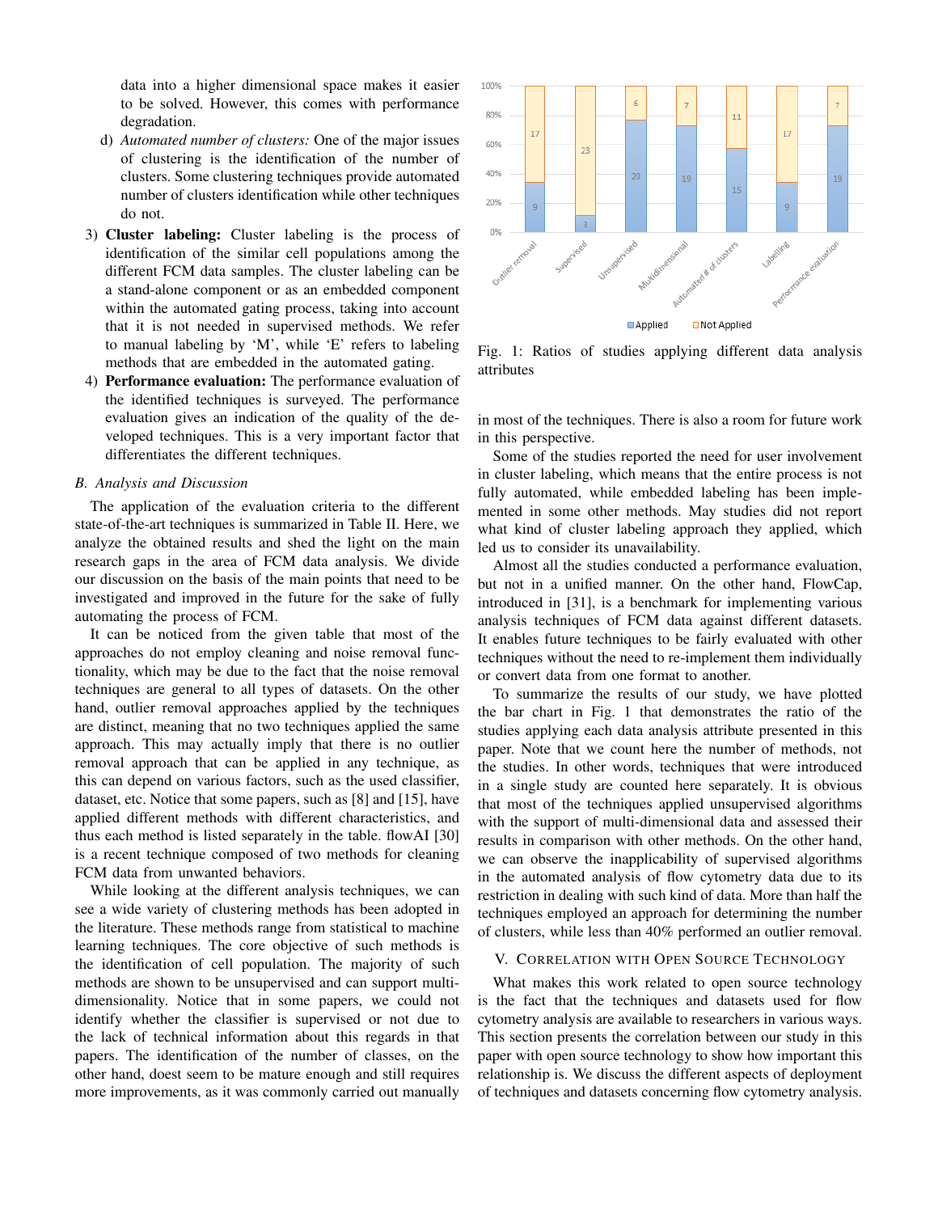data into a higher dimensional space makes it easier to be solved. However, this comes with performance degradation.

d) *Automated number of clusters:* One of the major issues of clustering is the identification of the number of clusters. Some clustering techniques provide automated number of clusters identification while other techniques do not.

3) **Cluster labeling:** Cluster labeling is the process of identification of the similar cell populations among the different FCM data samples. The cluster labeling can be a stand-alone component or as an embedded component within the automated gating process, taking into account that it is not needed in supervised methods. We refer to manual labeling by 'M', while 'E' refers to labeling methods that are embedded in the automated gating.

4) **Performance evaluation:** The performance evaluation of the identified techniques is surveyed. The performance evaluation gives an indication of the quality of the developed techniques. This is a very important factor that differentiates the different techniques.

### *B. Analysis and Discussion*

The application of the evaluation criteria to the different state-of-the-art techniques is summarized in Table II. Here, we analyze the obtained results and shed the light on the main research gaps in the area of FCM data analysis. We divide our discussion on the basis of the main points that need to be investigated and improved in the future for the sake of fully automating the process of FCM.

It can be noticed from the given table that most of the approaches do not employ cleaning and noise removal functionality, which may be due to the fact that the noise removal techniques are general to all types of datasets. On the other hand, outlier removal approaches applied by the techniques are distinct, meaning that no two techniques applied the same approach. This may actually imply that there is no outlier removal approach that can be applied in any technique, as this can depend on various factors, such as the used classifier, dataset, etc. Notice that some papers, such as [8] and [15], have applied different methods with different characteristics, and thus each method is listed separately in the table. flowAI [30] is a recent technique composed of two methods for cleaning FCM data from unwanted behaviors.

While looking at the different analysis techniques, we can see a wide variety of clustering methods has been adopted in the literature. These methods range from statistical to machine learning techniques. The core objective of such methods is the identification of cell population. The majority of such methods are shown to be unsupervised and can support multi-dimensionality. Notice that in some papers, we could not identify whether the classifier is supervised or not due to the lack of technical information about this regards in that papers. The identification of the number of classes, on the other hand, doest seem to be mature enough and still requires more improvements, as it was commonly carried out manually

100%
80%
60%
40%
20%
0%
9 17
3 23
20 6
19 7
15 11
9 17
19 7
Outlier removal
Supervised
Unsupervised
Multidimensional
Automated # of clusters
Labelling
Performance evaluation
Applied
Not Applied

Fig. 1: Ratios of studies applying different data analysis attributes

in most of the techniques. There is also a room for future work in this perspective.

Some of the studies reported the need for user involvement in cluster labeling, which means that the entire process is not fully automated, while embedded labeling has been implemented in some other methods. May studies did not report what kind of cluster labeling approach they applied, which led us to consider its unavailability.

Almost all the studies conducted a performance evaluation, but not in a unified manner. On the other hand, FlowCap, introduced in [31], is a benchmark for implementing various analysis techniques of FCM data against different datasets. It enables future techniques to be fairly evaluated with other techniques without the need to re-implement them individually or convert data from one format to another.

To summarize the results of our study, we have plotted the bar chart in Fig. 1 that demonstrates the ratio of the studies applying each data analysis attribute presented in this paper. Note that we count here the number of methods, not the studies. In other words, techniques that were introduced in a single study are counted here separately. It is obvious that most of the techniques applied unsupervised algorithms with the support of multi-dimensional data and assessed their results in comparison with other methods. On the other hand, we can observe the inapplicability of supervised algorithms in the automated analysis of flow cytometry data due to its restriction in dealing with such kind of data. More than half the techniques employed an approach for determining the number of clusters, while less than 40% performed an outlier removal.

## V. Correlation with Open Source Technology

What makes this work related to open source technology is the fact that the techniques and datasets used for flow cytometry analysis are available to researchers in various ways. This section presents the correlation between our study in this paper with open source technology to show how important this relationship is. We discuss the different aspects of deployment of techniques and datasets concerning flow cytometry analysis.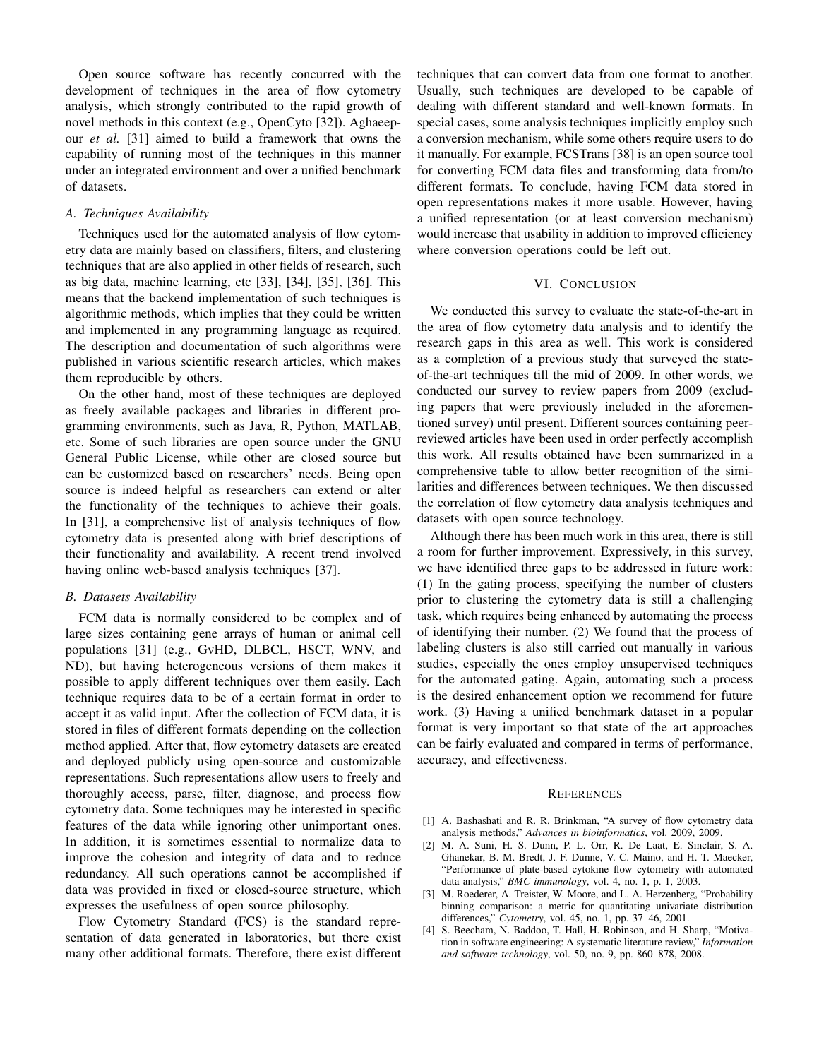Open source software has recently concurred with the development of techniques in the area of flow cytometry analysis, which strongly contributed to the rapid growth of novel methods in this context (e.g., OpenCyto [32]). Aghaeepour *et al.* [31] aimed to build a framework that owns the capability of running most of the techniques in this manner under an integrated environment and over a unified benchmark of datasets.

### A. Techniques Availability

Techniques used for the automated analysis of flow cytometry data are mainly based on classifiers, filters, and clustering techniques that are also applied in other fields of research, such as big data, machine learning, etc [33], [34], [35], [36]. This means that the backend implementation of such techniques is algorithmic methods, which implies that they could be written and implemented in any programming language as required. The description and documentation of such algorithms were published in various scientific research articles, which makes them reproducible by others.

On the other hand, most of these techniques are deployed as freely available packages and libraries in different programming environments, such as Java, R, Python, MATLAB, etc. Some of such libraries are open source under the GNU General Public License, while other are closed source but can be customized based on researchers' needs. Being open source is indeed helpful as researchers can extend or alter the functionality of the techniques to achieve their goals. In [31], a comprehensive list of analysis techniques of flow cytometry data is presented along with brief descriptions of their functionality and availability. A recent trend involved having online web-based analysis techniques [37].

### B. Datasets Availability

FCM data is normally considered to be complex and of large sizes containing gene arrays of human or animal cell populations [31] (e.g., GvHD, DLBCL, HSCT, WNV, and ND), but having heterogeneous versions of them makes it possible to apply different techniques over them easily. Each technique requires data to be of a certain format in order to accept it as valid input. After the collection of FCM data, it is stored in files of different formats depending on the collection method applied. After that, flow cytometry datasets are created and deployed publicly using open-source and customizable representations. Such representations allow users to freely and thoroughly access, parse, filter, diagnose, and process flow cytometry data. Some techniques may be interested in specific features of the data while ignoring other unimportant ones. In addition, it is sometimes essential to normalize data to improve the cohesion and integrity of data and to reduce redundancy. All such operations cannot be accomplished if data was provided in fixed or closed-source structure, which expresses the usefulness of open source philosophy.

Flow Cytometry Standard (FCS) is the standard representation of data generated in laboratories, but there exist many other additional formats. Therefore, there exist different techniques that can convert data from one format to another. Usually, such techniques are developed to be capable of dealing with different standard and well-known formats. In special cases, some analysis techniques implicitly employ such a conversion mechanism, while some others require users to do it manually. For example, FCSTrans [38] is an open source tool for converting FCM data files and transforming data from/to different formats. To conclude, having FCM data stored in open representations makes it more usable. However, having a unified representation (or at least conversion mechanism) would increase that usability in addition to improved efficiency where conversion operations could be left out.

## VI. Conclusion

We conducted this survey to evaluate the state-of-the-art in the area of flow cytometry data analysis and to identify the research gaps in this area as well. This work is considered as a completion of a previous study that surveyed the state-of-the-art techniques till the mid of 2009. In other words, we conducted our survey to review papers from 2009 (excluding papers that were previously included in the aforementioned survey) until present. Different sources containing peer-reviewed articles have been used in order perfectly accomplish this work. All results obtained have been summarized in a comprehensive table to allow better recognition of the similarities and differences between techniques. We then discussed the correlation of flow cytometry data analysis techniques and datasets with open source technology.

Although there has been much work in this area, there is still a room for further improvement. Expressively, in this survey, we have identified three gaps to be addressed in future work: (1) In the gating process, specifying the number of clusters prior to clustering the cytometry data is still a challenging task, which requires being enhanced by automating the process of identifying their number. (2) We found that the process of labeling clusters is also still carried out manually in various studies, especially the ones employ unsupervised techniques for the automated gating. Again, automating such a process is the desired enhancement option we recommend for future work. (3) Having a unified benchmark dataset in a popular format is very important so that state of the art approaches can be fairly evaluated and compared in terms of performance, accuracy, and effectiveness.

## References

[1] A. Bashashati and R. R. Brinkman, "A survey of flow cytometry data analysis methods," *Advances in bioinformatics*, vol. 2009, 2009.

[2] M. A. Suni, H. S. Dunn, P. L. Orr, R. De Laat, E. Sinclair, S. A. Ghanekar, B. M. Bredt, J. F. Dunne, V. C. Maino, and H. T. Maecker, "Performance of plate-based cytokine flow cytometry with automated data analysis," *BMC immunology*, vol. 4, no. 1, p. 1, 2003.

[3] M. Roederer, A. Treister, W. Moore, and L. A. Herzenberg, "Probability binning comparison: a metric for quantitating univariate distribution differences," *Cytometry*, vol. 45, no. 1, pp. 37–46, 2001.

[4] S. Beecham, N. Baddoo, T. Hall, H. Robinson, and H. Sharp, "Motivation in software engineering: A systematic literature review," *Information and software technology*, vol. 50, no. 9, pp. 860–878, 2008.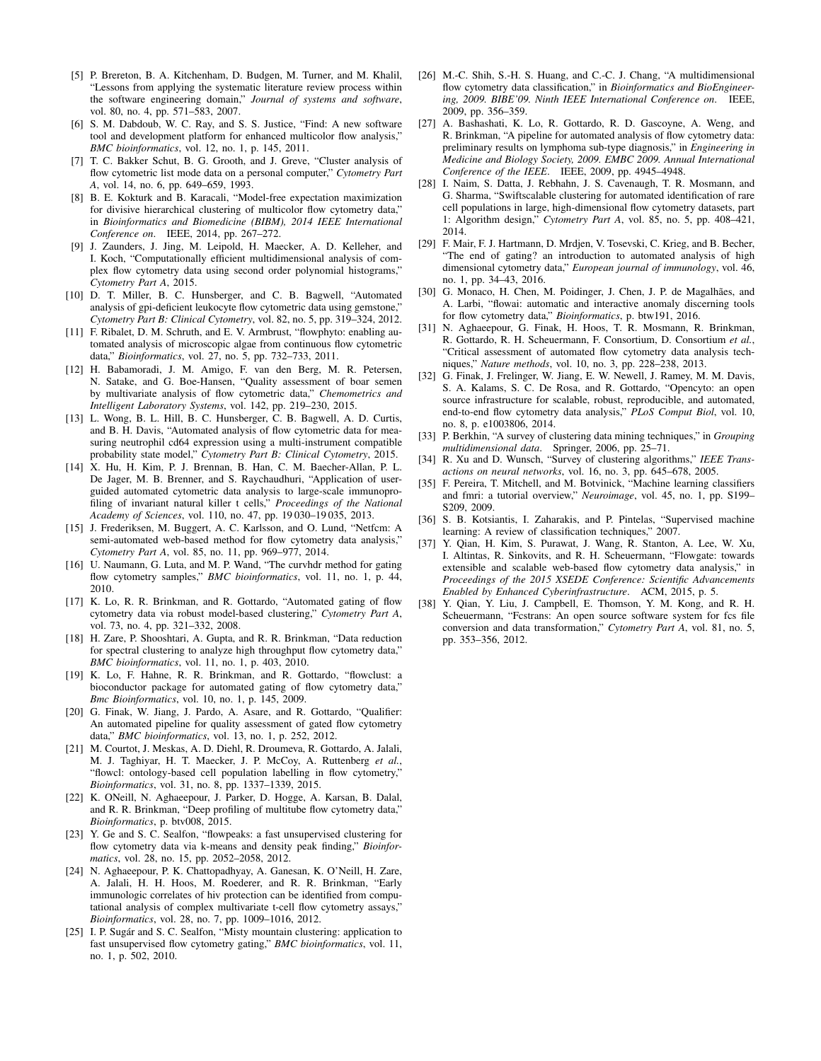[5] P. Brereton, B. A. Kitchenham, D. Budgen, M. Turner, and M. Khalil, "Lessons from applying the systematic literature review process within the software engineering domain," *Journal of systems and software*, vol. 80, no. 4, pp. 571–583, 2007.

[6] S. M. Dabdoub, W. C. Ray, and S. S. Justice, "Find: A new software tool and development platform for enhanced multicolor flow analysis," *BMC bioinformatics*, vol. 12, no. 1, p. 145, 2011.

[7] T. C. Bakker Schut, B. G. Grooth, and J. Greve, "Cluster analysis of flow cytometric list mode data on a personal computer," *Cytometry Part A*, vol. 14, no. 6, pp. 649–659, 1993.

[8] B. E. Kokturk and B. Karacali, "Model-free expectation maximization for divisive hierarchical clustering of multicolor flow cytometry data," in *Bioinformatics and Biomedicine (BIBM), 2014 IEEE International Conference on*. IEEE, 2014, pp. 267–272.

[9] J. Zaunders, J. Jing, M. Leipold, H. Maecker, A. D. Kelleher, and I. Koch, "Computationally efficient multidimensional analysis of complex flow cytometry data using second order polynomial histograms," *Cytometry Part A*, 2015.

[10] D. T. Miller, B. C. Hunsberger, and C. B. Bagwell, "Automated analysis of gpi-deficient leukocyte flow cytometric data using gemstone," *Cytometry Part B: Clinical Cytometry*, vol. 82, no. 5, pp. 319–324, 2012.

[11] F. Ribalet, D. M. Schruth, and E. V. Armbrust, "flowphyto: enabling automated analysis of microscopic algae from continuous flow cytometric data," *Bioinformatics*, vol. 27, no. 5, pp. 732–733, 2011.

[12] H. Babamoradi, J. M. Amigo, F. van den Berg, M. R. Petersen, N. Satake, and G. Boe-Hansen, "Quality assessment of boar semen by multivariate analysis of flow cytometric data," *Chemometrics and Intelligent Laboratory Systems*, vol. 142, pp. 219–230, 2015.

[13] L. Wong, B. L. Hill, B. C. Hunsberger, C. B. Bagwell, A. D. Curtis, and B. H. Davis, "Automated analysis of flow cytometric data for measuring neutrophil cd64 expression using a multi-instrument compatible probability state model," *Cytometry Part B: Clinical Cytometry*, 2015.

[14] X. Hu, H. Kim, P. J. Brennan, B. Han, C. M. Baecher-Allan, P. L. De Jager, M. B. Brenner, and S. Raychaudhuri, "Application of user-guided automated cytometric data analysis to large-scale immunoprofiling of invariant natural killer t cells," *Proceedings of the National Academy of Sciences*, vol. 110, no. 47, pp. 19 030–19 035, 2013.

[15] J. Frederiksen, M. Buggert, A. C. Karlsson, and O. Lund, "Netfcm: A semi-automated web-based method for flow cytometry data analysis," *Cytometry Part A*, vol. 85, no. 11, pp. 969–977, 2014.

[16] U. Naumann, G. Luta, and M. P. Wand, "The curvhdr method for gating flow cytometry samples," *BMC bioinformatics*, vol. 11, no. 1, p. 44, 2010.

[17] K. Lo, R. R. Brinkman, and R. Gottardo, "Automated gating of flow cytometry data via robust model-based clustering," *Cytometry Part A*, vol. 73, no. 4, pp. 321–332, 2008.

[18] H. Zare, P. Shooshtari, A. Gupta, and R. R. Brinkman, "Data reduction for spectral clustering to analyze high throughput flow cytometry data," *BMC bioinformatics*, vol. 11, no. 1, p. 403, 2010.

[19] K. Lo, F. Hahne, R. R. Brinkman, and R. Gottardo, "flowclust: a bioconductor package for automated gating of flow cytometry data," *Bmc Bioinformatics*, vol. 10, no. 1, p. 145, 2009.

[20] G. Finak, W. Jiang, J. Pardo, A. Asare, and R. Gottardo, "Qualifier: An automated pipeline for quality assessment of gated flow cytometry data," *BMC bioinformatics*, vol. 13, no. 1, p. 252, 2012.

[21] M. Courtot, J. Meskas, A. D. Diehl, R. Droumeva, R. Gottardo, A. Jalali, M. J. Taghiyar, H. T. Maecker, J. P. McCoy, A. Ruttenberg *et al.*, "flowcl: ontology-based cell population labelling in flow cytometry," *Bioinformatics*, vol. 31, no. 8, pp. 1337–1339, 2015.

[22] K. ONeill, N. Aghaeepour, J. Parker, D. Hogge, A. Karsan, B. Dalal, and R. R. Brinkman, "Deep profiling of multitube flow cytometry data," *Bioinformatics*, p. btv008, 2015.

[23] Y. Ge and S. C. Sealfon, "flowpeaks: a fast unsupervised clustering for flow cytometry data via k-means and density peak finding," *Bioinformatics*, vol. 28, no. 15, pp. 2052–2058, 2012.

[24] N. Aghaeepour, P. K. Chattopadhyay, A. Ganesan, K. O'Neill, H. Zare, A. Jalali, H. H. Hoos, M. Roederer, and R. R. Brinkman, "Early immunologic correlates of hiv protection can be identified from computational analysis of complex multivariate t-cell flow cytometry assays," *Bioinformatics*, vol. 28, no. 7, pp. 1009–1016, 2012.

[25] I. P. Sugár and S. C. Sealfon, "Misty mountain clustering: application to fast unsupervised flow cytometry gating," *BMC bioinformatics*, vol. 11, no. 1, p. 502, 2010.

[26] M.-C. Shih, S.-H. S. Huang, and C.-C. J. Chang, "A multidimensional flow cytometry data classification," in *Bioinformatics and BioEngineering, 2009. BIBE'09. Ninth IEEE International Conference on*. IEEE, 2009, pp. 356–359.

[27] A. Bashashati, K. Lo, R. Gottardo, R. D. Gascoyne, A. Weng, and R. Brinkman, "A pipeline for automated analysis of flow cytometry data: preliminary results on lymphoma sub-type diagnosis," in *Engineering in Medicine and Biology Society, 2009. EMBC 2009. Annual International Conference of the IEEE*. IEEE, 2009, pp. 4945–4948.

[28] I. Naim, S. Datta, J. Rebhahn, J. S. Cavenaugh, T. R. Mosmann, and G. Sharma, "Swiftscalable clustering for automated identification of rare cell populations in large, high-dimensional flow cytometry datasets, part 1: Algorithm design," *Cytometry Part A*, vol. 85, no. 5, pp. 408–421, 2014.

[29] F. Mair, F. J. Hartmann, D. Mrdjen, V. Tosevski, C. Krieg, and B. Becher, "The end of gating? an introduction to automated analysis of high dimensional cytometry data," *European journal of immunology*, vol. 46, no. 1, pp. 34–43, 2016.

[30] G. Monaco, H. Chen, M. Poidinger, J. Chen, J. P. de Magalhães, and A. Larbi, "flowai: automatic and interactive anomaly discerning tools for flow cytometry data," *Bioinformatics*, p. btw191, 2016.

[31] N. Aghaeepour, G. Finak, H. Hoos, T. R. Mosmann, R. Brinkman, R. Gottardo, R. H. Scheuermann, F. Consortium, D. Consortium *et al.*, "Critical assessment of automated flow cytometry data analysis techniques," *Nature methods*, vol. 10, no. 3, pp. 228–238, 2013.

[32] G. Finak, J. Frelinger, W. Jiang, E. W. Newell, J. Ramey, M. M. Davis, S. A. Kalams, S. C. De Rosa, and R. Gottardo, "Opencyto: an open source infrastructure for scalable, robust, reproducible, and automated, end-to-end flow cytometry data analysis," *PLoS Comput Biol*, vol. 10, no. 8, p. e1003806, 2014.

[33] P. Berkhin, "A survey of clustering data mining techniques," in *Grouping multidimensional data*. Springer, 2006, pp. 25–71.

[34] R. Xu and D. Wunsch, "Survey of clustering algorithms," *IEEE Transactions on neural networks*, vol. 16, no. 3, pp. 645–678, 2005.

[35] F. Pereira, T. Mitchell, and M. Botvinick, "Machine learning classifiers and fmri: a tutorial overview," *Neuroimage*, vol. 45, no. 1, pp. S199–S209, 2009.

[36] S. B. Kotsiantis, I. Zaharakis, and P. Pintelas, "Supervised machine learning: A review of classification techniques," 2007.

[37] Y. Qian, H. Kim, S. Purawat, J. Wang, R. Stanton, A. Lee, W. Xu, I. Altintas, R. Sinkovits, and R. H. Scheuermann, "Flowgate: towards extensible and scalable web-based flow cytometry data analysis," in *Proceedings of the 2015 XSEDE Conference: Scientific Advancements Enabled by Enhanced Cyberinfrastructure*. ACM, 2015, p. 5.

[38] Y. Qian, Y. Liu, J. Campbell, E. Thomson, Y. M. Kong, and R. H. Scheuermann, "Fcstrans: An open source software system for fcs file conversion and data transformation," *Cytometry Part A*, vol. 81, no. 5, pp. 353–356, 2012.